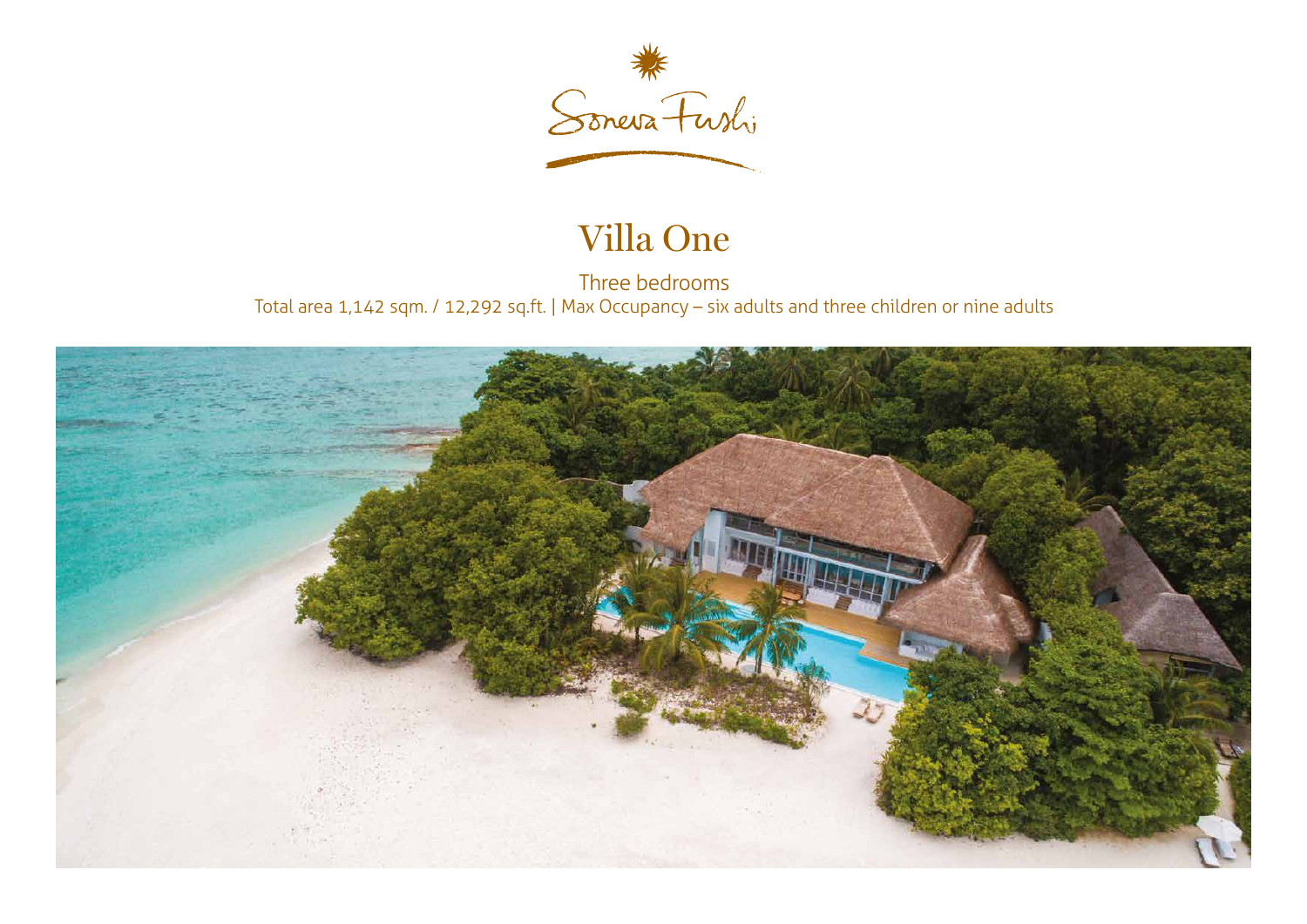Soneva Fushi

# Villa One

Three bedrooms

Total area 1,142 sqm. / 12,292 sq.ft. | Max Occupancy – six adults and three children or nine adults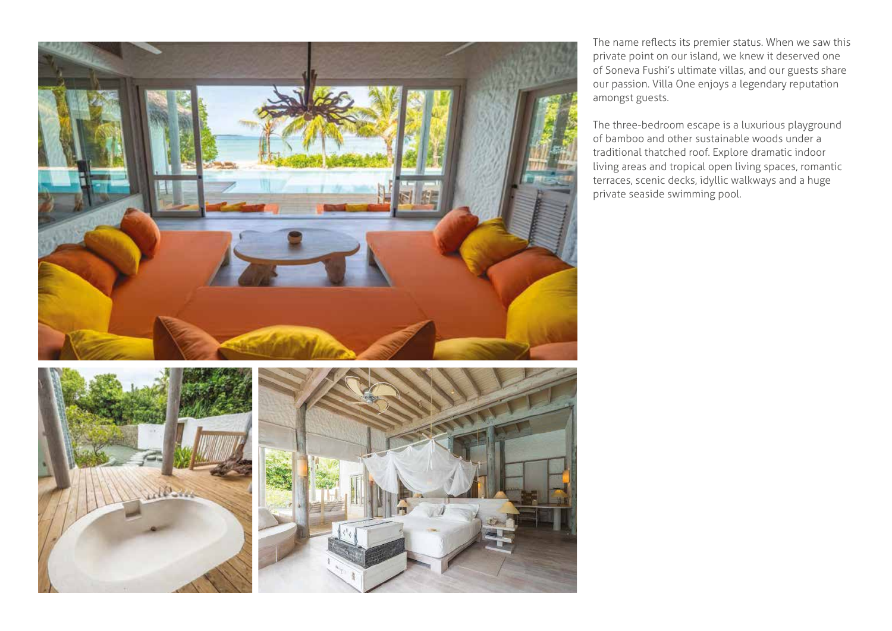The name reflects its premier status. When we saw this private point on our island, we knew it deserved one of Soneva Fushi's ultimate villas, and our guests share our passion. Villa One enjoys a legendary reputation amongst guests.

The three-bedroom escape is a luxurious playground of bamboo and other sustainable woods under a traditional thatched roof. Explore dramatic indoor living areas and tropical open living spaces, romantic terraces, scenic decks, idyllic walkways and a huge private seaside swimming pool.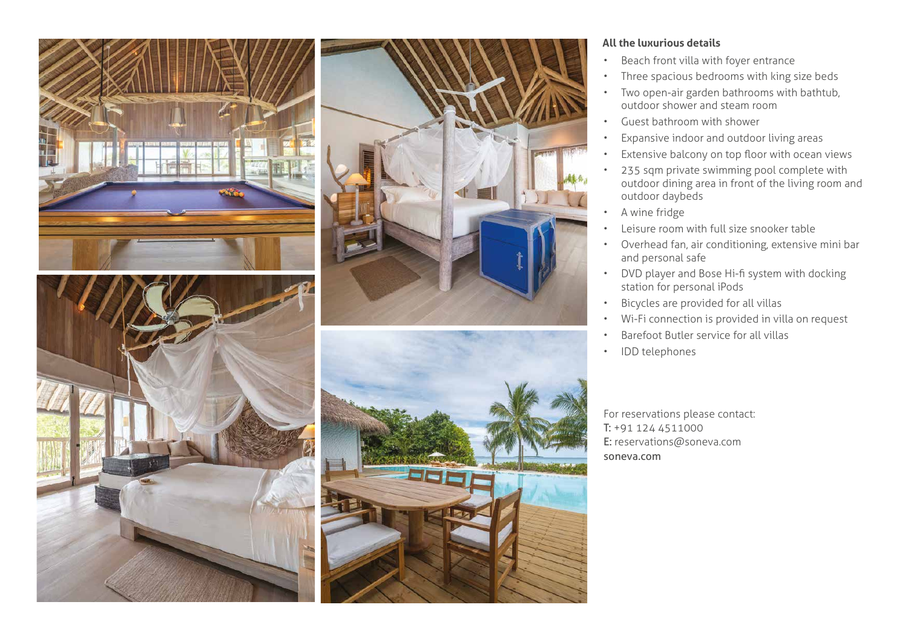**All the luxurious details**

- Beach front villa with foyer entrance
- Three spacious bedrooms with king size beds
- Two open-air garden bathrooms with bathtub, outdoor shower and steam room
- Guest bathroom with shower
- Expansive indoor and outdoor living areas
- Extensive balcony on top floor with ocean views
- 235 sqm private swimming pool complete with outdoor dining area in front of the living room and outdoor daybeds
- A wine fridge
- Leisure room with full size snooker table
- Overhead fan, air conditioning, extensive mini bar and personal safe
- DVD player and Bose Hi-fi system with docking station for personal iPods
- Bicycles are provided for all villas
- Wi-Fi connection is provided in villa on request
- Barefoot Butler service for all villas
- IDD telephones

For reservations please contact:
T: +91 124 4511000
E: reservations@soneva.com
soneva.com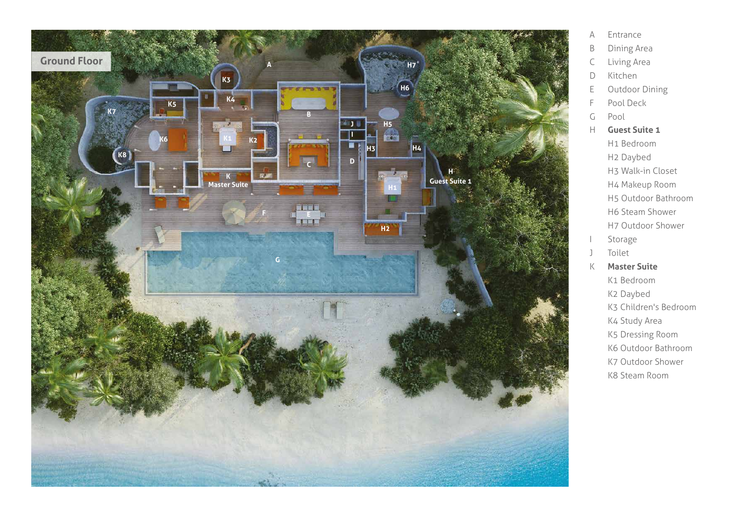## Ground Floor

- A Entrance
- B Dining Area
- C Living Area
- D Kitchen
- E Outdoor Dining
- F Pool Deck
- G Pool
- H **Guest Suite 1**
  - H1 Bedroom
  - H2 Daybed
  - H3 Walk-in Closet
  - H4 Makeup Room
  - H5 Outdoor Bathroom
  - H6 Steam Shower
  - H7 Outdoor Shower
- I Storage
- J Toilet
- K **Master Suite**
  - K1 Bedroom
  - K2 Daybed
  - K3 Children's Bedroom
  - K4 Study Area
  - K5 Dressing Room
  - K6 Outdoor Bathroom
  - K7 Outdoor Shower
  - K8 Steam Room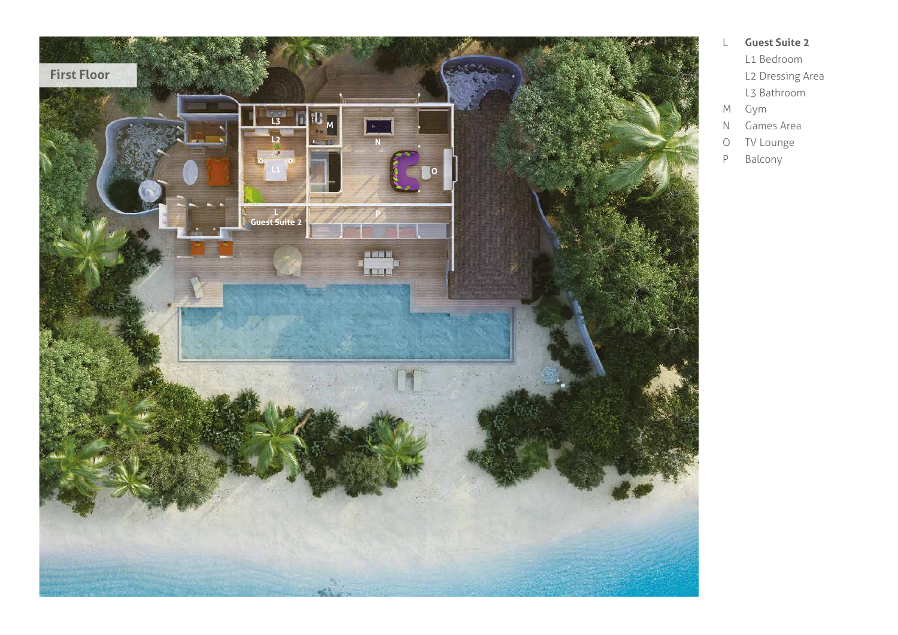First Floor

- L **Guest Suite 2**
  - L1 Bedroom
  - L2 Dressing Area
  - L3 Bathroom
- M Gym
- N Games Area
- O TV Lounge
- P Balcony